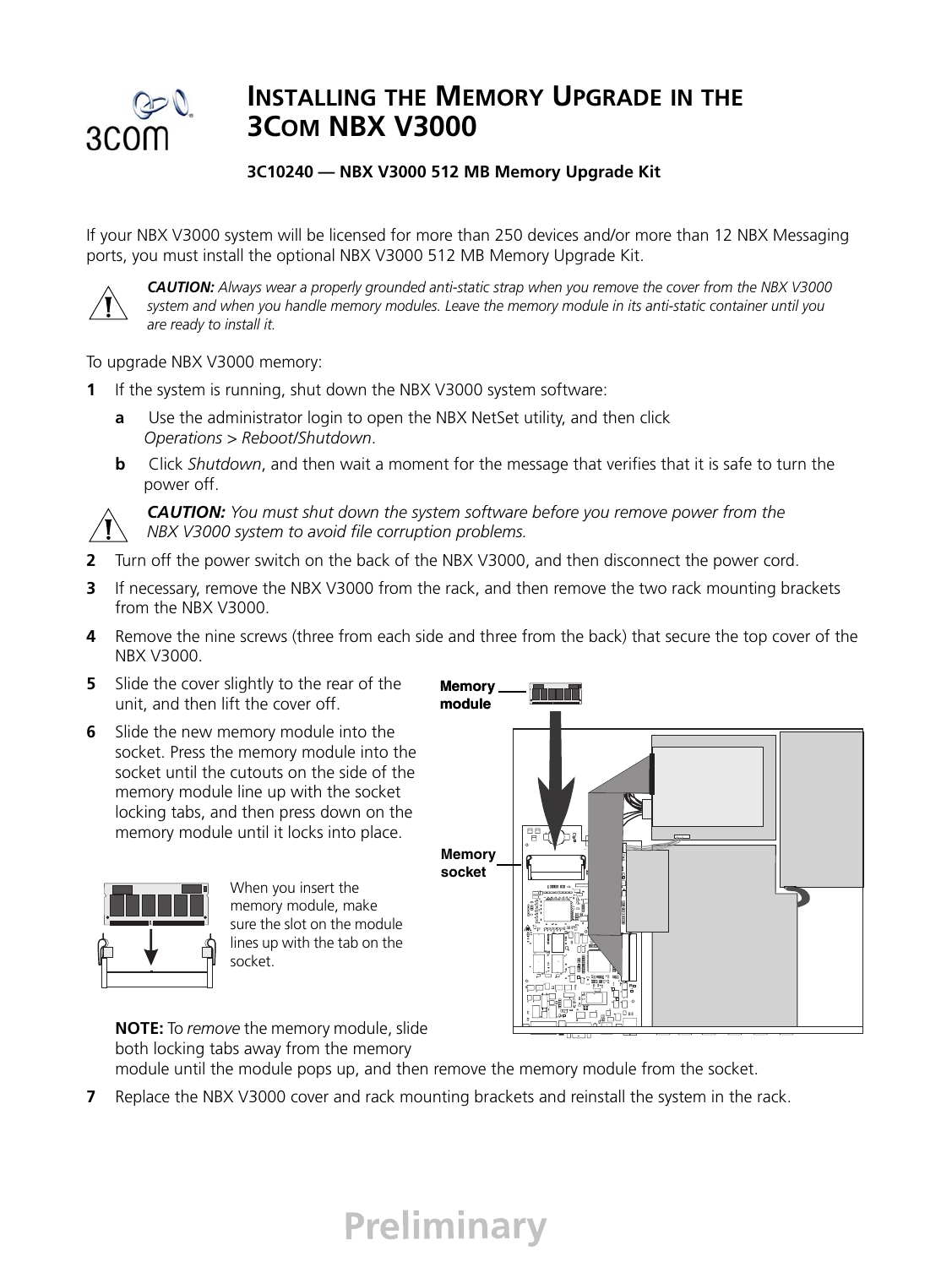# INSTALLING THE MEMORY UPGRADE IN THE 3COM NBX V3000

**3C10240 — NBX V3000 512 MB Memory Upgrade Kit**

If your NBX V3000 system will be licensed for more than 250 devices and/or more than 12 NBX Messaging ports, you must install the optional NBX V3000 512 MB Memory Upgrade Kit.

***CAUTION:*** *Always wear a properly grounded anti-static strap when you remove the cover from the NBX V3000 system and when you handle memory modules. Leave the memory module in its anti-static container until you are ready to install it.*

To upgrade NBX V3000 memory:

**1** If the system is running, shut down the NBX V3000 system software:

   **a** Use the administrator login to open the NBX NetSet utility, and then click *Operations* > *Reboot/Shutdown*.

   **b** Click *Shutdown*, and then wait a moment for the message that verifies that it is safe to turn the power off.

***CAUTION:*** *You must shut down the system software before you remove power from the NBX V3000 system to avoid file corruption problems.*

**2** Turn off the power switch on the back of the NBX V3000, and then disconnect the power cord.

**3** If necessary, remove the NBX V3000 from the rack, and then remove the two rack mounting brackets from the NBX V3000.

**4** Remove the nine screws (three from each side and three from the back) that secure the top cover of the NBX V3000.

**5** Slide the cover slightly to the rear of the unit, and then lift the cover off.

**6** Slide the new memory module into the socket. Press the memory module into the socket until the cutouts on the side of the memory module line up with the socket locking tabs, and then press down on the memory module until it locks into place.

Memory module

Memory socket

When you insert the memory module, make sure the slot on the module lines up with the tab on the socket.

**NOTE:** To *remove* the memory module, slide both locking tabs away from the memory module until the module pops up, and then remove the memory module from the socket.

**7** Replace the NBX V3000 cover and rack mounting brackets and reinstall the system in the rack.

Preliminary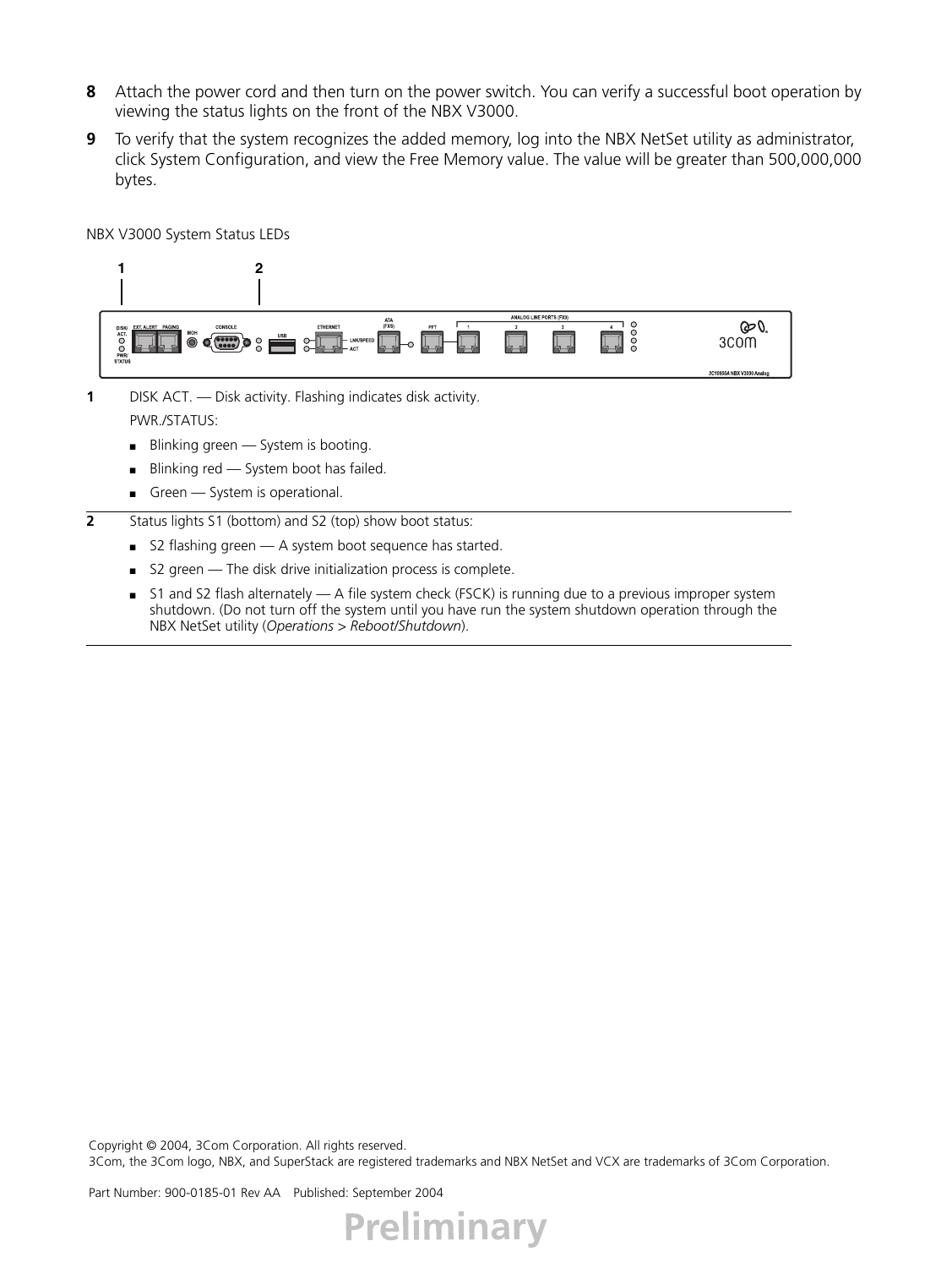8 Attach the power cord and then turn on the power switch. You can verify a successful boot operation by viewing the status lights on the front of the NBX V3000.

9 To verify that the system recognizes the added memory, log into the NBX NetSet utility as administrator, click System Configuration, and view the Free Memory value. The value will be greater than 500,000,000 bytes.

NBX V3000 System Status LEDs

| | |
|---|---|
| **1** | DISK ACT. — Disk activity. Flashing indicates disk activity.<br>PWR./STATUS:<br>■ Blinking green — System is booting.<br>■ Blinking red — System boot has failed.<br>■ Green — System is operational. |
| **2** | Status lights S1 (bottom) and S2 (top) show boot status:<br>■ S2 flashing green — A system boot sequence has started.<br>■ S2 green — The disk drive initialization process is complete.<br>■ S1 and S2 flash alternately — A file system check (FSCK) is running due to a previous improper system shutdown. (Do not turn off the system until you have run the system shutdown operation through the NBX NetSet utility (*Operations > Reboot/Shutdown*). |

Copyright © 2004, 3Com Corporation. All rights reserved.
3Com, the 3Com logo, NBX, and SuperStack are registered trademarks and NBX NetSet and VCX are trademarks of 3Com Corporation.

Part Number: 900-0185-01 Rev AA Published: September 2004

**Preliminary**